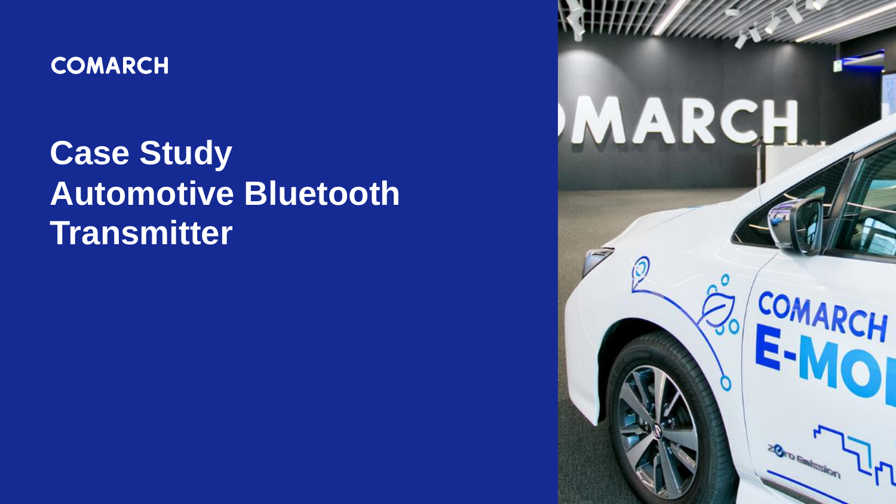COMARCH

# Case Study
# Automotive Bluetooth Transmitter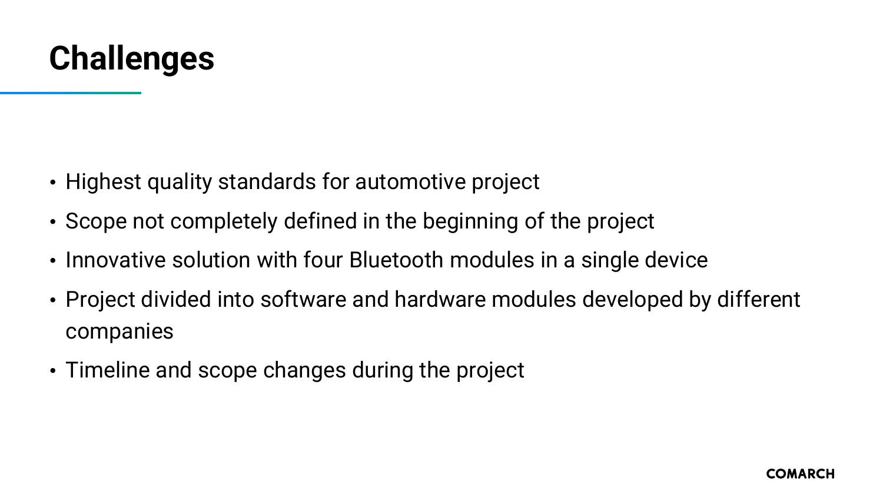# Challenges

- Highest quality standards for automotive project
- Scope not completely defined in the beginning of the project
- Innovative solution with four Bluetooth modules in a single device
- Project divided into software and hardware modules developed by different companies
- Timeline and scope changes during the project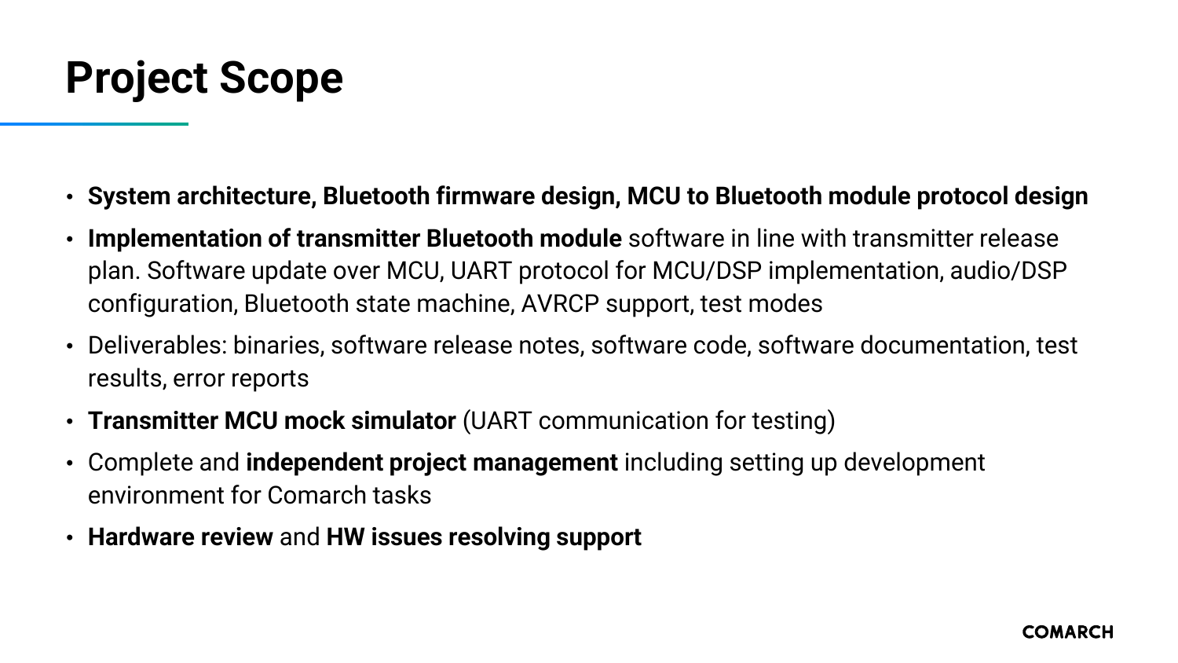# Project Scope

- **System architecture, Bluetooth firmware design, MCU to Bluetooth module protocol design**
- **Implementation of transmitter Bluetooth module** software in line with transmitter release plan. Software update over MCU, UART protocol for MCU/DSP implementation, audio/DSP configuration, Bluetooth state machine, AVRCP support, test modes
- Deliverables: binaries, software release notes, software code, software documentation, test results, error reports
- **Transmitter MCU mock simulator** (UART communication for testing)
- Complete and **independent project management** including setting up development environment for Comarch tasks
- **Hardware review** and **HW issues resolving support**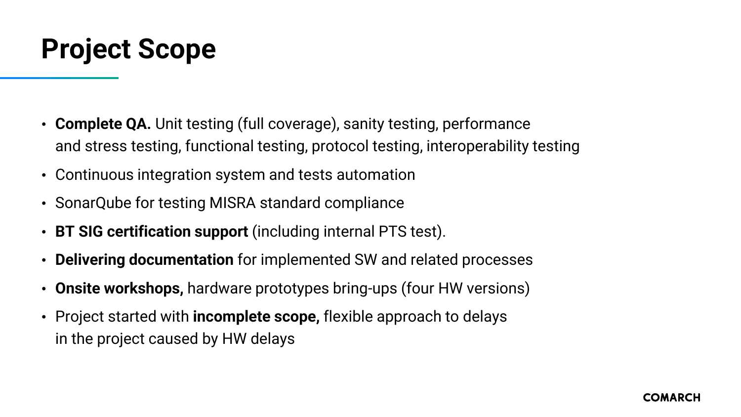# Project Scope

- **Complete QA.** Unit testing (full coverage), sanity testing, performance and stress testing, functional testing, protocol testing, interoperability testing
- Continuous integration system and tests automation
- SonarQube for testing MISRA standard compliance
- **BT SIG certification support** (including internal PTS test).
- **Delivering documentation** for implemented SW and related processes
- **Onsite workshops,** hardware prototypes bring-ups (four HW versions)
- Project started with **incomplete scope,** flexible approach to delays in the project caused by HW delays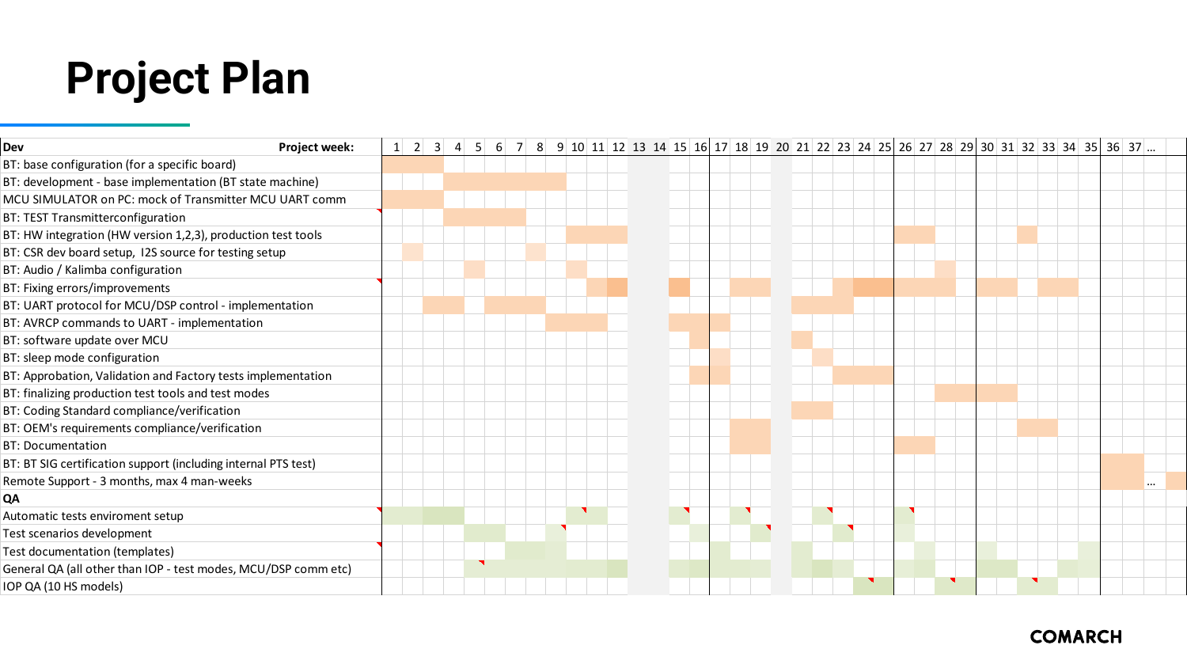# Project Plan

| Dev Project week: | 1 | 2 | 3 | 4 | 5 | 6 | 7 | 8 | 9 | 10 | 11 | 12 | 13 | 14 | 15 | 16 | 17 | 18 | 19 | 20 | 21 | 22 | 23 | 24 | 25 | 26 | 27 | 28 | 29 | 30 | 31 | 32 | 33 | 34 | 35 | 36 | 37 | ... | |
|---|---|---|---|---|---|---|---|---|---|---|---|---|---|---|---|---|---|---|---|---|---|---|---|---|---|---|---|---|---|---|---|---|---|---|---|---|---|---|---|
| BT: base configuration (for a specific board) | ■ | ■ | ■ | | | | | | | | | | | | | | | | | | | | | | | | | | | | | | | | | | | | |
| BT: development - base implementation (BT state machine) | | | | ■ | ■ | ■ | ■ | ■ | ■ | | | | | | | | | | | | | | | | | | | | | | | | | | | | | | |
| MCU SIMULATOR on PC: mock of Transmitter MCU UART comm | ■ | ■ | ■ | | | | | | | | | | | | | | | | | | | | | | | | | | | | | | | | | | | | |
| BT: TEST Transmitterconfiguration | | | | ■ | ■ | ■ | ■ | | | | | | | | | | | | | | | | | | | | | | | | | | | | | | | | |
| BT: HW integration (HW version 1,2,3), production test tools | | | | | | | | | | ■ | ■ | ■ | | | | | | | | | | | | | | ■ | ■ | | | | | ■ | | | | | | | |
| BT: CSR dev board setup, I2S source for testing setup | | ■ | | | | | | ■ | | | | | | | | | | | | | | | | | | | | | | | | | | | | | | | |
| BT: Audio / Kalimba configuration | | | | | ■ | | | | | ■ | | | | | | | | | | | | | | | | | | ■ | | | | | | | | | | | |
| BT: Fixing errors/improvements | | | | | | | | | | | ■ | ■ | | | ■ | | | ■ | ■ | | | | ■ | ■ | ■ | ■ | ■ | ■ | | ■ | ■ | | ■ | ■ | | | | | |
| BT: UART protocol for MCU/DSP control - implementation | | | ■ | ■ | | ■ | ■ | ■ | | | | | | | | | | | | | ■ | ■ | ■ | | | | | | | | | | | | | | | | |
| BT: AVRCP commands to UART - implementation | | | | | | | | | ■ | ■ | ■ | | | | ■ | ■ | ■ | | | | | | | | | | | | | | | | | | | | | | |
| BT: software update over MCU | | | | | | | | | | | | | | | | ■ | | | | | ■ | | | | | | | | | | | | | | | | | | |
| BT: sleep mode configuration | | | | | | | | | | | | | | | | | ■ | | | | | ■ | | | | | | | | | | | | | | | | | |
| BT: Approbation, Validation and Factory tests implementation | | | | | | | | | | | | | | | | ■ | ■ | | | | | | ■ | ■ | ■ | | | | | | | | | | | | | | |
| BT: finalizing production test tools and test modes | | | | | | | | | | | | | | | | | | | | | | | | | | | | ■ | ■ | ■ | ■ | | | | | | | | |
| BT: Coding Standard compliance/verification | | | | | | | | | | | | | | | | | | | | | ■ | ■ | | | | | | | | | | | | | | | | | |
| BT: OEM's requirements compliance/verification | | | | | | | | | | | | | | | | | | ■ | ■ | | | | | | | | | | | | | ■ | ■ | | | | | | |
| BT: Documentation | | | | | | | | | | | | | | | | | | ■ | ■ | | | | | | | ■ | ■ | | | | | | | | | | | | |
| BT: BT SIG certification support (including internal PTS test) | | | | | | | | | | | | | | | | | | | | | | | | | | | | | | | | | | | | ■ | ■ | | |
| Remote Support - 3 months, max 4 man-weeks | | | | | | | | | | | | | | | | | | | | | | | | | | | | | | | | | | | | ■ | ■ | ... | ■ |
| **QA** | | | | | | | | | | | | | | | | | | | | | | | | | | | | | | | | | | | | | | | |
| Automatic tests enviroment setup | ■ | ■ | ■ | ■ | | | | | | ■ | ■ | | | | ■ | | | ■ | | | | ■ | | | | ■ | | | | | | | | | | | | | |
| Test scenarios development | | | | | ■ | ■ | | | ■ | | | | | | | ■ | | | ■ | | | | ■ | | | ■ | | | | | | | | | | | | | |
| Test documentation (templates) | | | | | | | ■ | ■ | ■ | | | | | | | | ■ | | | | ■ | | | | | | ■ | | | ■ | | | | | ■ | | | | |
| General QA (all other than IOP - test modes, MCU/DSP comm etc) | | | | | ■ | ■ | ■ | ■ | ■ | ■ | ■ | ■ | | | ■ | ■ | ■ | ■ | ■ | | ■ | ■ | ■ | | | ■ | ■ | | | ■ | ■ | | | ■ | ■ | | | | |
| IOP QA (10 HS models) | | | | | | | | | | | | | | | | | | | | | | | | ■ | ■ | | | ■ | ■ | | | ■ | ■ | | | | | | |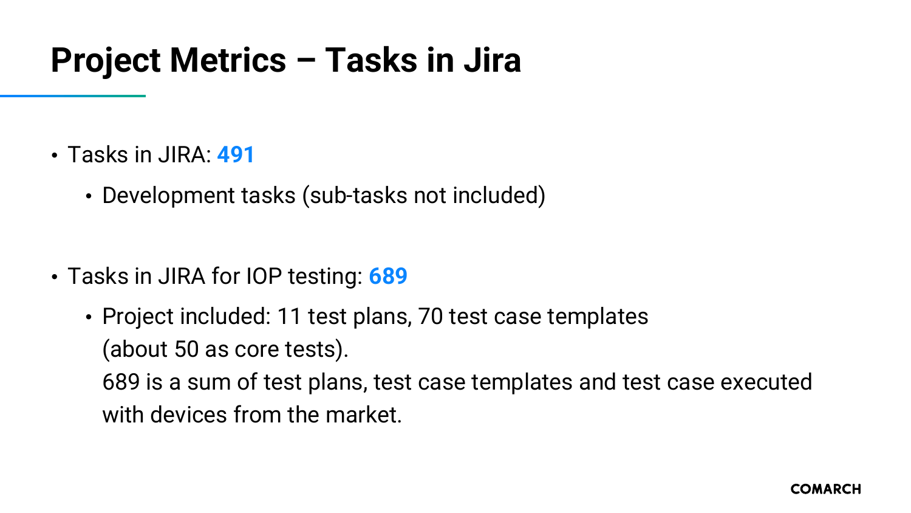# Project Metrics – Tasks in Jira

- Tasks in JIRA: **491**
  - Development tasks (sub-tasks not included)

- Tasks in JIRA for IOP testing: **689**
  - Project included: 11 test plans, 70 test case templates (about 50 as core tests).
    689 is a sum of test plans, test case templates and test case executed with devices from the market.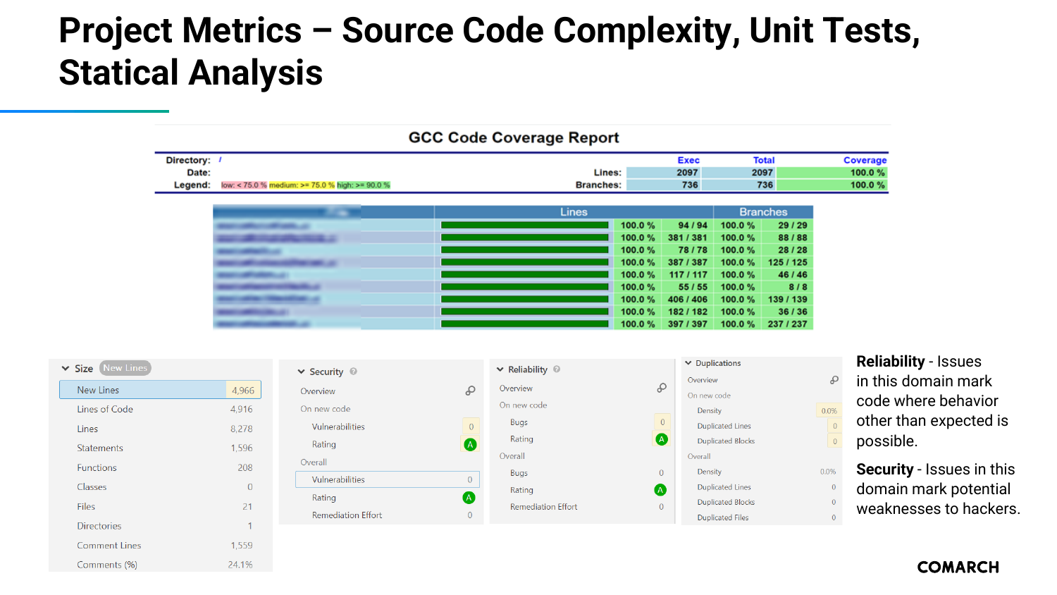# Project Metrics – Source Code Complexity, Unit Tests, Statical Analysis

## GCC Code Coverage Report

| Directory: / | | Exec | Total | Coverage |
|---|---|---|---|---|
| Date: | Lines: | 2097 | 2097 | 100.0 % |
| Legend: low: < 75.0 % medium: >= 75.0 % high: >= 90.0 % | Branches: | 736 | 736 | 100.0 % |

| File | Lines | | | Branches | |
|---|---|---|---|---|---|
| | | 100.0 % | 94 / 94 | 100.0 % | 29 / 29 |
| | | 100.0 % | 381 / 381 | 100.0 % | 88 / 88 |
| | | 100.0 % | 78 / 78 | 100.0 % | 28 / 28 |
| | | 100.0 % | 387 / 387 | 100.0 % | 125 / 125 |
| | | 100.0 % | 117 / 117 | 100.0 % | 46 / 46 |
| | | 100.0 % | 55 / 55 | 100.0 % | 8 / 8 |
| | | 100.0 % | 406 / 406 | 100.0 % | 139 / 139 |
| | | 100.0 % | 182 / 182 | 100.0 % | 36 / 36 |
| | | 100.0 % | 397 / 397 | 100.0 % | 237 / 237 |

| Size (New Lines) | |
|---|---|
| New Lines | 4,966 |
| Lines of Code | 4,916 |
| Lines | 8,278 |
| Statements | 1,596 |
| Functions | 208 |
| Classes | 0 |
| Files | 21 |
| Directories | 1 |
| Comment Lines | 1,559 |
| Comments (%) | 24.1% |

| Security | |
|---|---|
| Overview | |
| On new code | |
| Vulnerabilities | 0 |
| Rating | A |
| Overall | |
| Vulnerabilities | 0 |
| Rating | A |
| Remediation Effort | 0 |

| Reliability | |
|---|---|
| Overview | |
| On new code | |
| Bugs | 0 |
| Rating | A |
| Overall | |
| Bugs | 0 |
| Rating | A |
| Remediation Effort | 0 |

| Duplications | |
|---|---|
| Overview | |
| On new code | |
| Density | 0.0% |
| Duplicated Lines | 0 |
| Duplicated Blocks | 0 |
| Overall | |
| Density | 0.0% |
| Duplicated Lines | 0 |
| Duplicated Blocks | 0 |
| Duplicated Files | 0 |

**Reliability** - Issues in this domain mark code where behavior other than expected is possible.

**Security** - Issues in this domain mark potential weaknesses to hackers.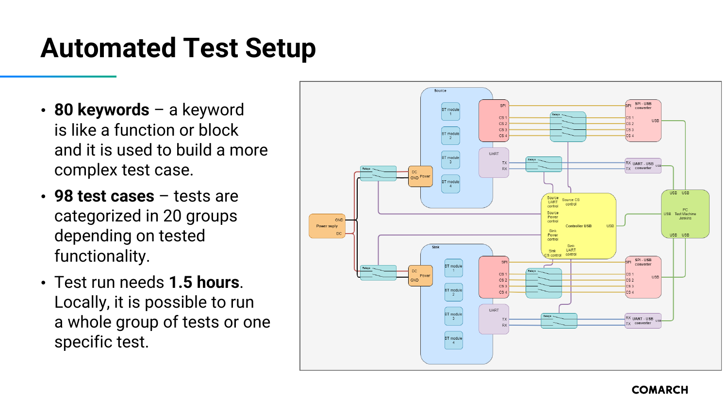# Automated Test Setup

- **80 keywords** – a keyword is like a function or block and it is used to build a more complex test case.
- **98 test cases** – tests are categorized in 20 groups depending on tested functionality.
- Test run needs **1.5 hours**. Locally, it is possible to run a whole group of tests or one specific test.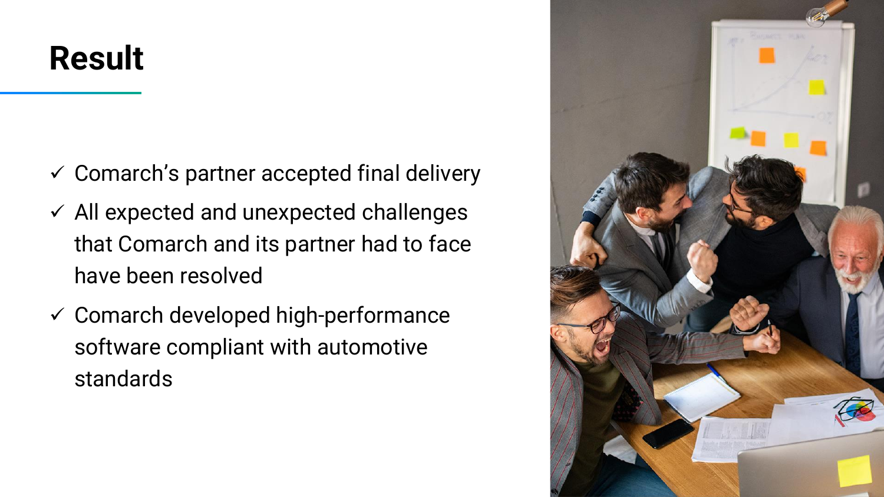# Result

- ✓ Comarch's partner accepted final delivery
- ✓ All expected and unexpected challenges that Comarch and its partner had to face have been resolved
- ✓ Comarch developed high-performance software compliant with automotive standards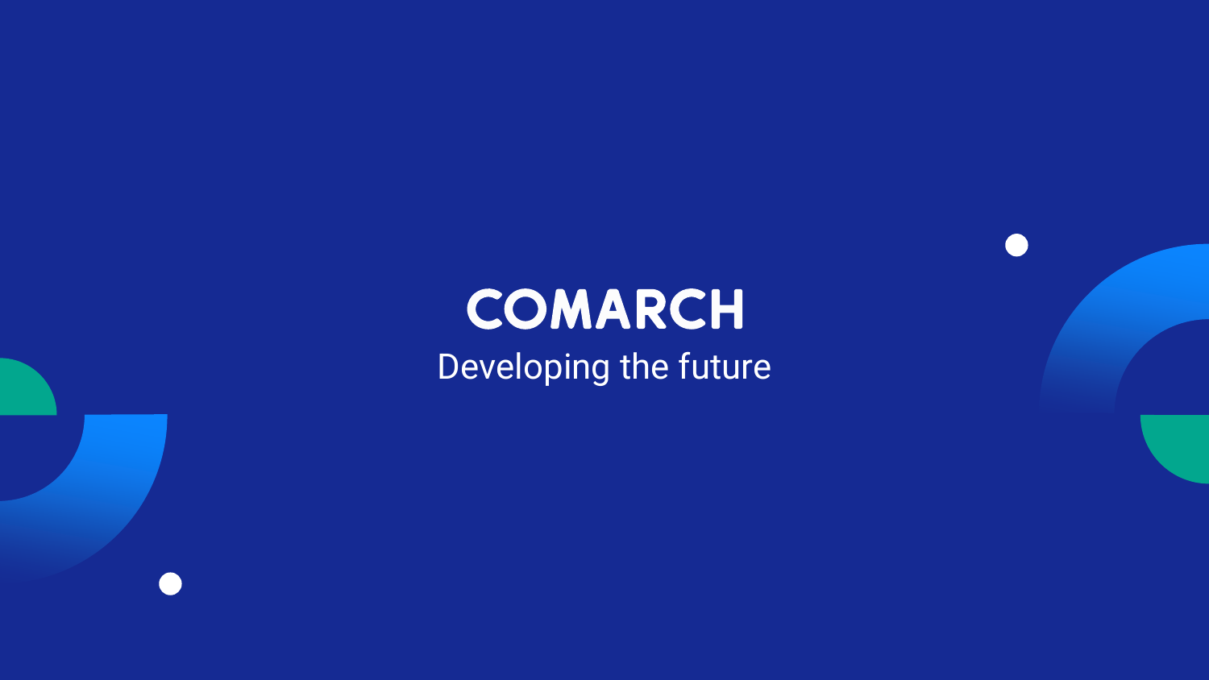# COMARCH

Developing the future